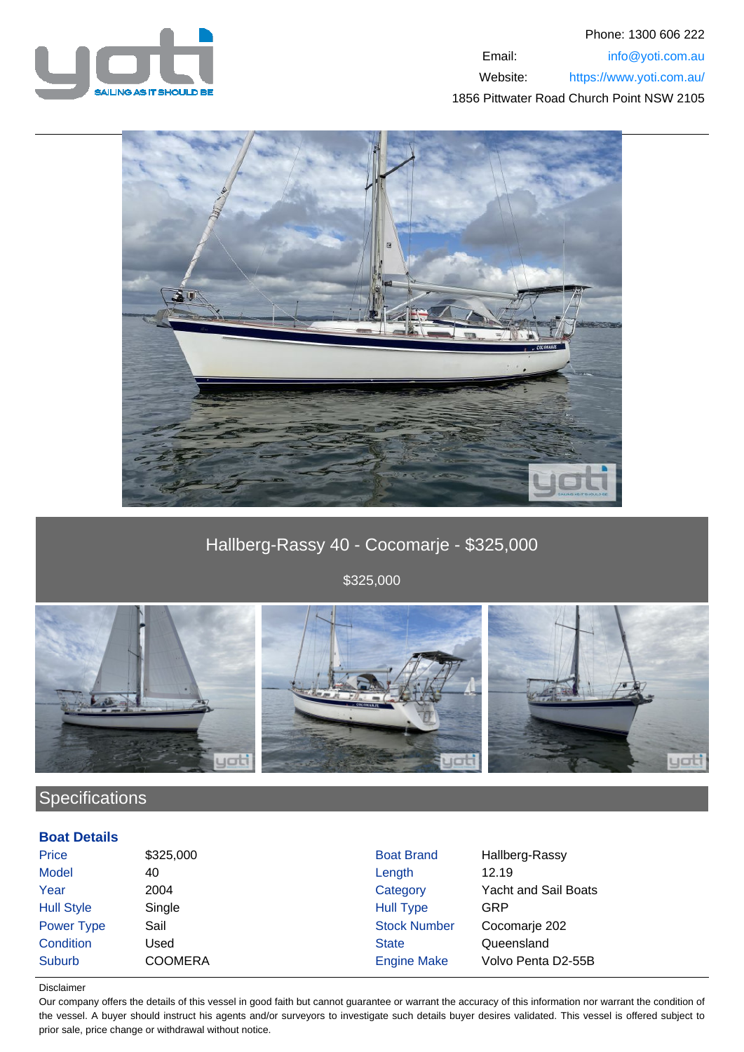Phone: 1300 606 222

Email: info@yoti.com.au

Website: https://www.yoti.com.au/

1856 Pittwater Road Church Point NSW 2105

# Hallberg-Rassy 40 - Cocomarje - $325,000

$325,000

## Specifications

### Boat Details

| | | | |
|---|---|---|---|
| Price | $325,000 | Boat Brand | Hallberg-Rassy |
| Model | 40 | Length | 12.19 |
| Year | 2004 | Category | Yacht and Sail Boats |
| Hull Style | Single | Hull Type | GRP |
| Power Type | Sail | Stock Number | Cocomarje 202 |
| Condition | Used | State | Queensland |
| Suburb | COOMERA | Engine Make | Volvo Penta D2-55B |

Disclaimer

Our company offers the details of this vessel in good faith but cannot guarantee or warrant the accuracy of this information nor warrant the condition of the vessel. A buyer should instruct his agents and/or surveyors to investigate such details buyer desires validated. This vessel is offered subject to prior sale, price change or withdrawal without notice.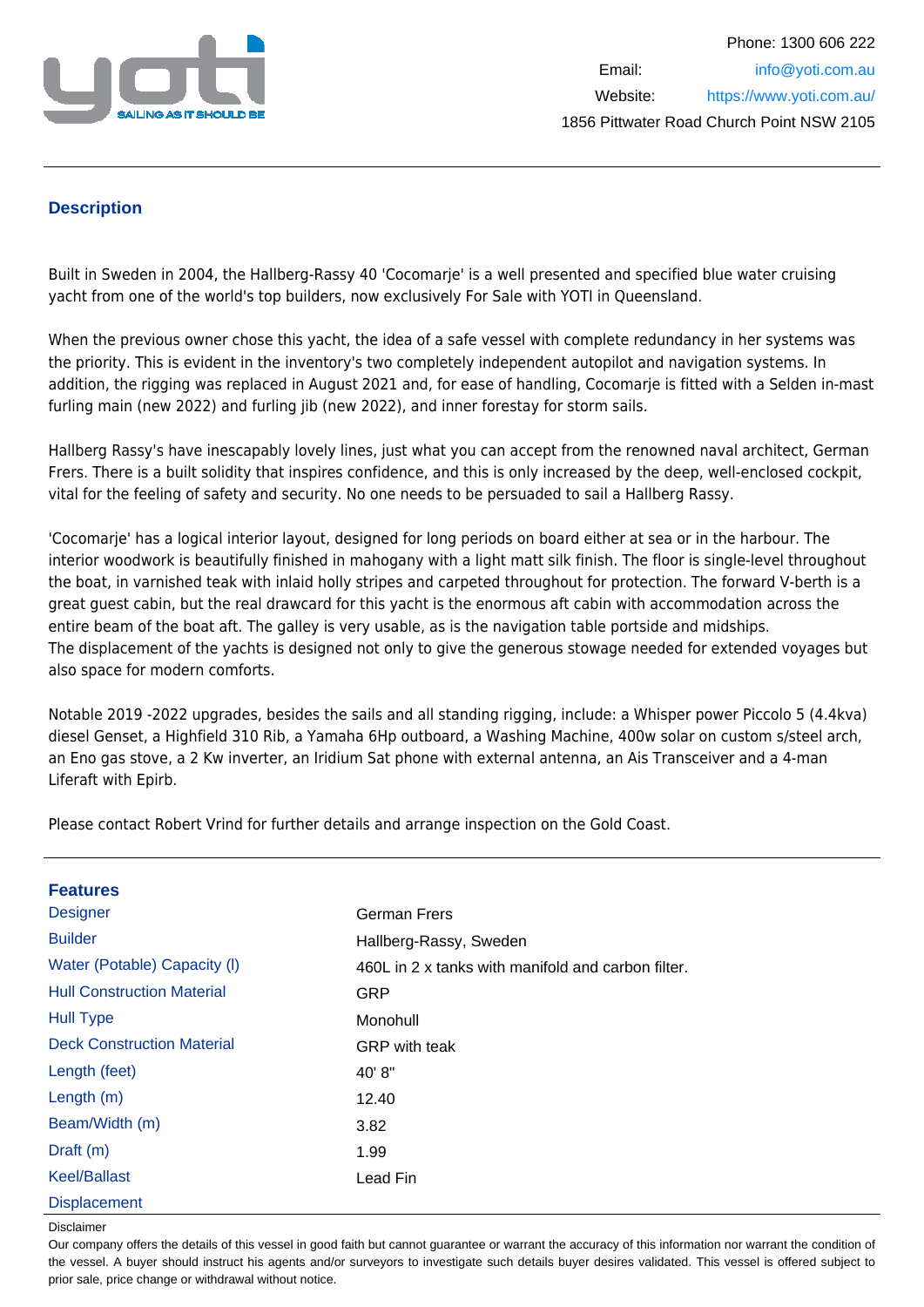Phone: 1300 606 222

Email: info@yoti.com.au

Website: https://www.yoti.com.au/

1856 Pittwater Road Church Point NSW 2105

## Description

Built in Sweden in 2004, the Hallberg-Rassy 40 'Cocomarje' is a well presented and specified blue water cruising yacht from one of the world's top builders, now exclusively For Sale with YOTI in Queensland.

When the previous owner chose this yacht, the idea of a safe vessel with complete redundancy in her systems was the priority. This is evident in the inventory's two completely independent autopilot and navigation systems. In addition, the rigging was replaced in August 2021 and, for ease of handling, Cocomarje is fitted with a Selden in-mast furling main (new 2022) and furling jib (new 2022), and inner forestay for storm sails.

Hallberg Rassy's have inescapably lovely lines, just what you can accept from the renowned naval architect, German Frers. There is a built solidity that inspires confidence, and this is only increased by the deep, well-enclosed cockpit, vital for the feeling of safety and security. No one needs to be persuaded to sail a Hallberg Rassy.

'Cocomarje' has a logical interior layout, designed for long periods on board either at sea or in the harbour. The interior woodwork is beautifully finished in mahogany with a light matt silk finish. The floor is single-level throughout the boat, in varnished teak with inlaid holly stripes and carpeted throughout for protection. The forward V-berth is a great guest cabin, but the real drawcard for this yacht is the enormous aft cabin with accommodation across the entire beam of the boat aft. The galley is very usable, as is the navigation table portside and midships.
The displacement of the yachts is designed not only to give the generous stowage needed for extended voyages but also space for modern comforts.

Notable 2019 -2022 upgrades, besides the sails and all standing rigging, include: a Whisper power Piccolo 5 (4.4kva) diesel Genset, a Highfield 310 Rib, a Yamaha 6Hp outboard, a Washing Machine, 400w solar on custom s/steel arch, an Eno gas stove, a 2 Kw inverter, an Iridium Sat phone with external antenna, an Ais Transceiver and a 4-man Liferaft with Epirb.

Please contact Robert Vrind for further details and arrange inspection on the Gold Coast.

## Features

| | |
|---|---|
| Designer | German Frers |
| Builder | Hallberg-Rassy, Sweden |
| Water (Potable) Capacity (l) | 460L in 2 x tanks with manifold and carbon filter. |
| Hull Construction Material | GRP |
| Hull Type | Monohull |
| Deck Construction Material | GRP with teak |
| Length (feet) | 40' 8" |
| Length (m) | 12.40 |
| Beam/Width (m) | 3.82 |
| Draft (m) | 1.99 |
| Keel/Ballast | Lead Fin |
| Displacement | |

Disclaimer

Our company offers the details of this vessel in good faith but cannot guarantee or warrant the accuracy of this information nor warrant the condition of the vessel. A buyer should instruct his agents and/or surveyors to investigate such details buyer desires validated. This vessel is offered subject to prior sale, price change or withdrawal without notice.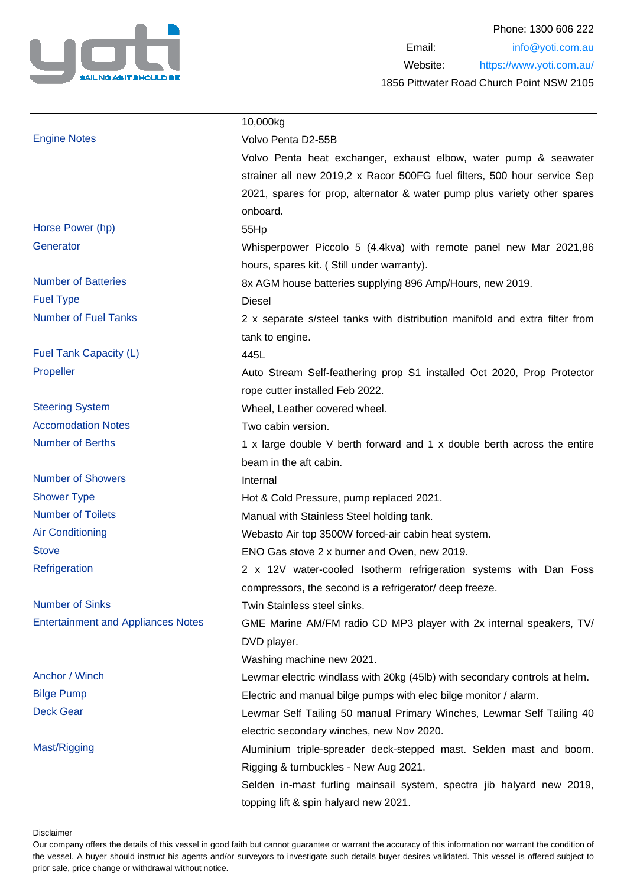| | |
|---|---|
| | 10,000kg |
| Engine Notes | Volvo Penta D2-55B |
| | Volvo Penta heat exchanger, exhaust elbow, water pump & seawater strainer all new 2019,2 x Racor 500FG fuel filters, 500 hour service Sep 2021, spares for prop, alternator & water pump plus variety other spares onboard. |
| Horse Power (hp) | 55Hp |
| Generator | Whisperpower Piccolo 5 (4.4kva) with remote panel new Mar 2021,86 hours, spares kit. ( Still under warranty). |
| Number of Batteries | 8x AGM house batteries supplying 896 Amp/Hours, new 2019. |
| Fuel Type | Diesel |
| Number of Fuel Tanks | 2 x separate s/steel tanks with distribution manifold and extra filter from tank to engine. |
| Fuel Tank Capacity (L) | 445L |
| Propeller | Auto Stream Self-feathering prop S1 installed Oct 2020, Prop Protector rope cutter installed Feb 2022. |
| Steering System | Wheel, Leather covered wheel. |
| Accomodation Notes | Two cabin version. |
| Number of Berths | 1 x large double V berth forward and 1 x double berth across the entire beam in the aft cabin. |
| Number of Showers | Internal |
| Shower Type | Hot & Cold Pressure, pump replaced 2021. |
| Number of Toilets | Manual with Stainless Steel holding tank. |
| Air Conditioning | Webasto Air top 3500W forced-air cabin heat system. |
| Stove | ENO Gas stove 2 x burner and Oven, new 2019. |
| Refrigeration | 2 x 12V water-cooled Isotherm refrigeration systems with Dan Foss compressors, the second is a refrigerator/ deep freeze. |
| Number of Sinks | Twin Stainless steel sinks. |
| Entertainment and Appliances Notes | GME Marine AM/FM radio CD MP3 player with 2x internal speakers, TV/ DVD player. |
| | Washing machine new 2021. |
| Anchor / Winch | Lewmar electric windlass with 20kg (45lb) with secondary controls at helm. |
| Bilge Pump | Electric and manual bilge pumps with elec bilge monitor / alarm. |
| Deck Gear | Lewmar Self Tailing 50 manual Primary Winches, Lewmar Self Tailing 40 electric secondary winches, new Nov 2020. |
| Mast/Rigging | Aluminium triple-spreader deck-stepped mast. Selden mast and boom. Rigging & turnbuckles - New Aug 2021. |
| | Selden in-mast furling mainsail system, spectra jib halyard new 2019, topping lift & spin halyard new 2021. |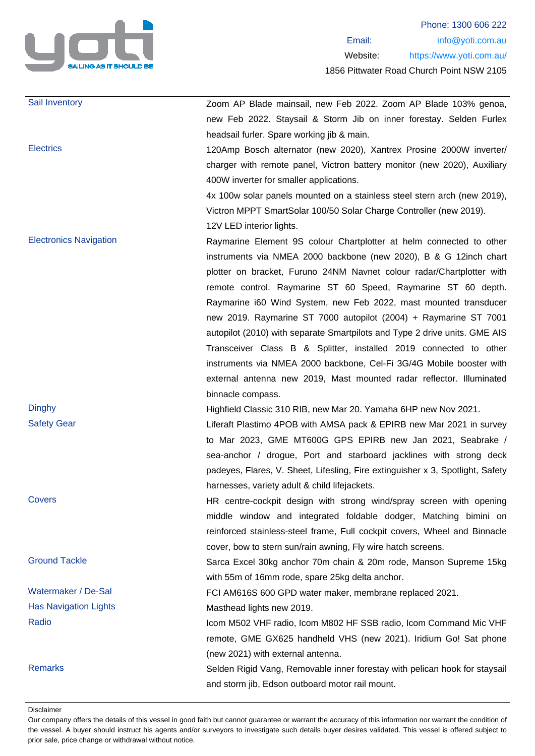Phone: 1300 606 222

Email: info@yoti.com.au

Website: https://www.yoti.com.au/

1856 Pittwater Road Church Point NSW 2105

| | |
|---|---|
| Sail Inventory | Zoom AP Blade mainsail, new Feb 2022. Zoom AP Blade 103% genoa, new Feb 2022. Staysail & Storm Jib on inner forestay. Selden Furlex headsail furler. Spare working jib & main. |
| Electrics | 120Amp Bosch alternator (new 2020), Xantrex Prosine 2000W inverter/ charger with remote panel, Victron battery monitor (new 2020), Auxiliary 400W inverter for smaller applications.<br>4x 100w solar panels mounted on a stainless steel stern arch (new 2019), Victron MPPT SmartSolar 100/50 Solar Charge Controller (new 2019).<br>12V LED interior lights. |
| Electronics Navigation | Raymarine Element 9S colour Chartplotter at helm connected to other instruments via NMEA 2000 backbone (new 2020), B & G 12inch chart plotter on bracket, Furuno 24NM Navnet colour radar/Chartplotter with remote control. Raymarine ST 60 Speed, Raymarine ST 60 depth. Raymarine i60 Wind System, new Feb 2022, mast mounted transducer new 2019. Raymarine ST 7000 autopilot (2004) + Raymarine ST 7001 autopilot (2010) with separate Smartpilots and Type 2 drive units. GME AIS Transceiver Class B & Splitter, installed 2019 connected to other instruments via NMEA 2000 backbone, Cel-Fi 3G/4G Mobile booster with external antenna new 2019, Mast mounted radar reflector. Illuminated binnacle compass. |
| Dinghy | Highfield Classic 310 RIB, new Mar 20. Yamaha 6HP new Nov 2021. |
| Safety Gear | Liferaft Plastimo 4POB with AMSA pack & EPIRB new Mar 2021 in survey to Mar 2023, GME MT600G GPS EPIRB new Jan 2021, Seabrake / sea-anchor / drogue, Port and starboard jacklines with strong deck padeyes, Flares, V. Sheet, Lifesling, Fire extinguisher x 3, Spotlight, Safety harnesses, variety adult & child lifejackets. |
| Covers | HR centre-cockpit design with strong wind/spray screen with opening middle window and integrated foldable dodger, Matching bimini on reinforced stainless-steel frame, Full cockpit covers, Wheel and Binnacle cover, bow to stern sun/rain awning, Fly wire hatch screens. |
| Ground Tackle | Sarca Excel 30kg anchor 70m chain & 20m rode, Manson Supreme 15kg with 55m of 16mm rode, spare 25kg delta anchor. |
| Watermaker / De-Sal | FCI AM616S 600 GPD water maker, membrane replaced 2021. |
| Has Navigation Lights | Masthead lights new 2019. |
| Radio | Icom M502 VHF radio, Icom M802 HF SSB radio, Icom Command Mic VHF remote, GME GX625 handheld VHS (new 2021). Iridium Go! Sat phone (new 2021) with external antenna. |
| Remarks | Selden Rigid Vang, Removable inner forestay with pelican hook for staysail and storm jib, Edson outboard motor rail mount. |

Disclaimer

Our company offers the details of this vessel in good faith but cannot guarantee or warrant the accuracy of this information nor warrant the condition of the vessel. A buyer should instruct his agents and/or surveyors to investigate such details buyer desires validated. This vessel is offered subject to prior sale, price change or withdrawal without notice.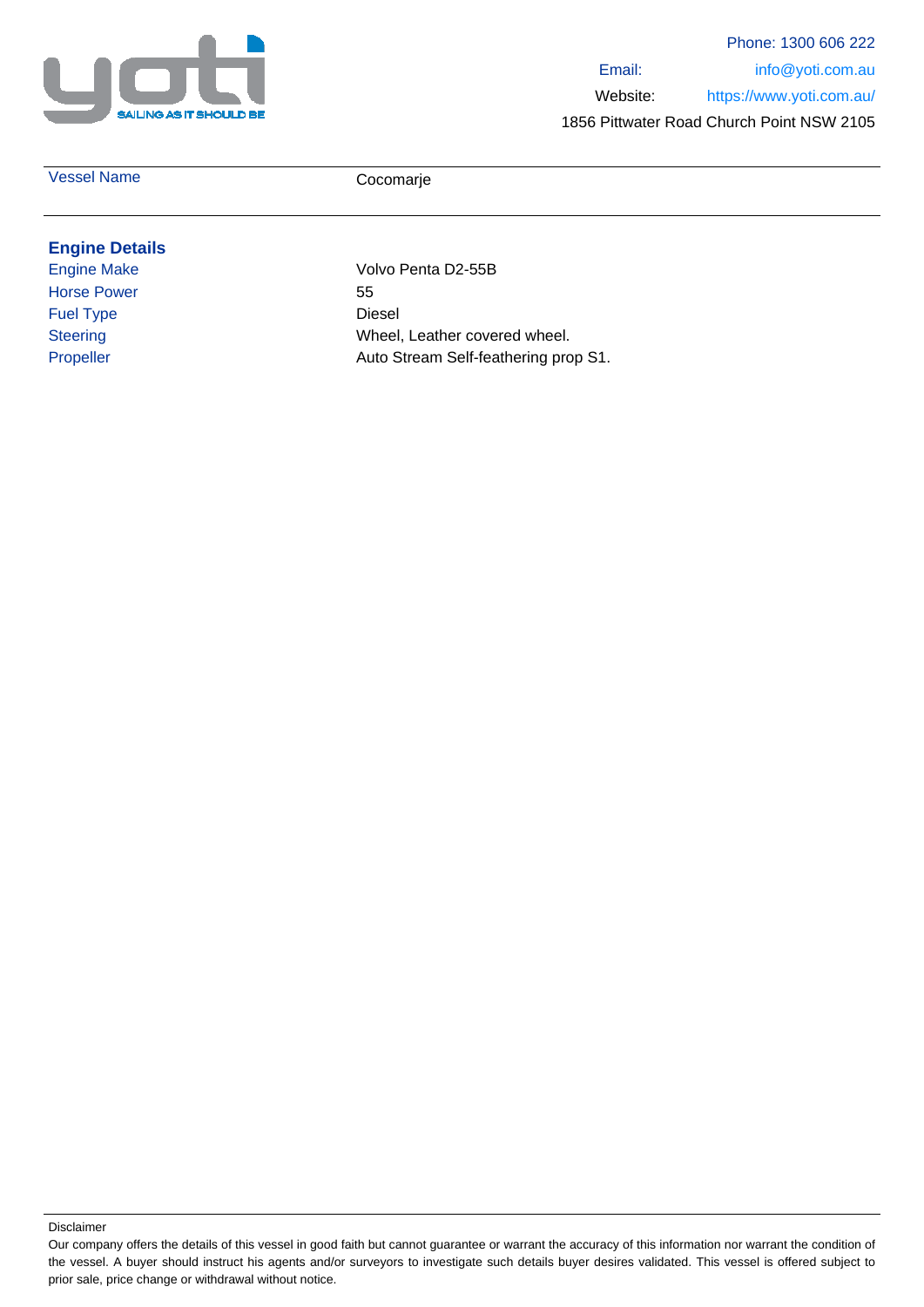Phone: 1300 606 222

Email: info@yoti.com.au

Website: https://www.yoti.com.au/

1856 Pittwater Road Church Point NSW 2105

| | |
|---|---|
| Vessel Name | Cocomarje |

## Engine Details

| | |
|---|---|
| Engine Make | Volvo Penta D2-55B |
| Horse Power | 55 |
| Fuel Type | Diesel |
| Steering | Wheel, Leather covered wheel. |
| Propeller | Auto Stream Self-feathering prop S1. |

Disclaimer

Our company offers the details of this vessel in good faith but cannot guarantee or warrant the accuracy of this information nor warrant the condition of the vessel. A buyer should instruct his agents and/or surveyors to investigate such details buyer desires validated. This vessel is offered subject to prior sale, price change or withdrawal without notice.